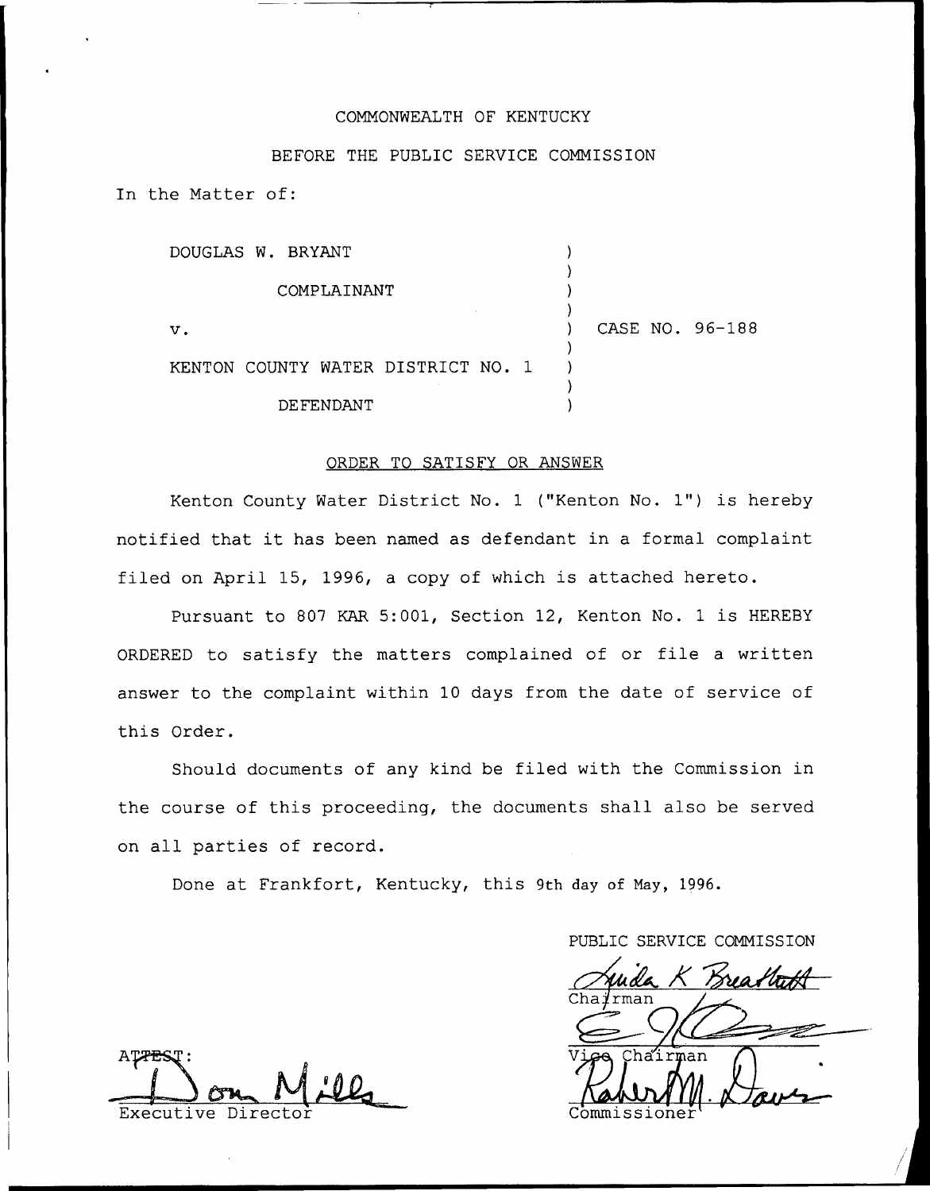COMMONWEALTH OF KENTUCKY

BEFORE THE PUBLIC SERVICE COMMISSION

In the Matter of:

| | | |
|---|---|---|
| DOUGLAS W. BRYANT | ) | |
| COMPLAINANT | ) | |
| v. | ) | CASE NO. 96-188 |
| KENTON COUNTY WATER DISTRICT NO. 1 | ) | |
| DEFENDANT | ) | |

ORDER TO SATISFY OR ANSWER

Kenton County Water District No. 1 ("Kenton No. 1") is hereby notified that it has been named as defendant in a formal complaint filed on April 15, 1996, a copy of which is attached hereto.

Pursuant to 807 KAR 5:001, Section 12, Kenton No. 1 is HEREBY ORDERED to satisfy the matters complained of or file a written answer to the complaint within 10 days from the date of service of this Order.

Should documents of any kind be filed with the Commission in the course of this proceeding, the documents shall also be served on all parties of record.

Done at Frankfort, Kentucky, this 9th day of May, 1996.

PUBLIC SERVICE COMMISSION

Chairman

Vice Chairman

Commissioner

ATTEST:

Executive Director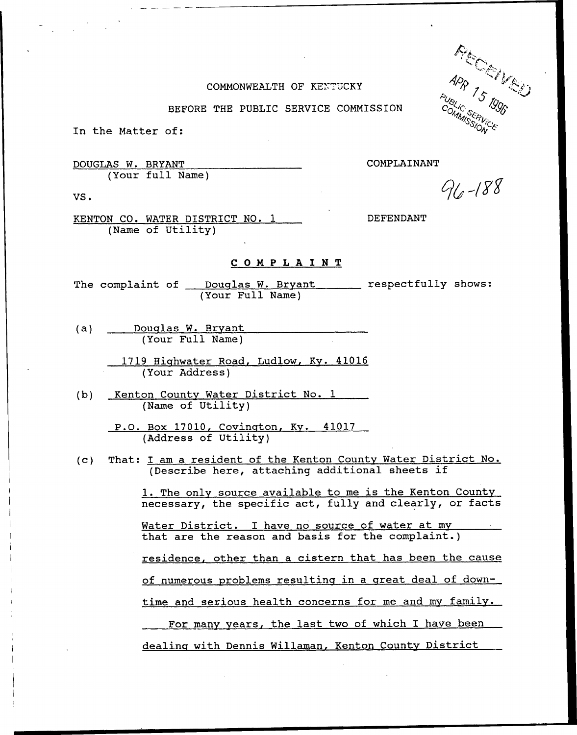RECEIVED
APR 15 1996
PUBLIC SERVICE COMMISSION

COMMONWEALTH OF KENTUCKY

BEFORE THE PUBLIC SERVICE COMMISSION

In the Matter of:

DOUGLAS W. BRYANT COMPLAINANT
(Your full Name)

96-188

VS.

KENTON CO. WATER DISTRICT NO. 1 DEFENDANT
(Name of Utility)

## COMPLAINT

The complaint of Douglas W. Bryant respectfully shows:
(Your Full Name)

(a) Douglas W. Bryant
(Your Full Name)

1719 Highwater Road, Ludlow, Ky. 41016
(Your Address)

(b) Kenton County Water District No. 1
(Name of Utility)

P.O. Box 17010, Covington, Ky. 41017
(Address of Utility)

(c) That: I am a resident of the Kenton County Water District No.
(Describe here, attaching additional sheets if

1. The only source available to me is the Kenton County
necessary, the specific act, fully and clearly, or facts

Water District. I have no source of water at my
that are the reason and basis for the complaint.)

residence, other than a cistern that has been the cause

of numerous problems resulting in a great deal of down-

time and serious health concerns for me and my family.

For many years, the last two of which I have been

dealing with Dennis Willaman, Kenton County District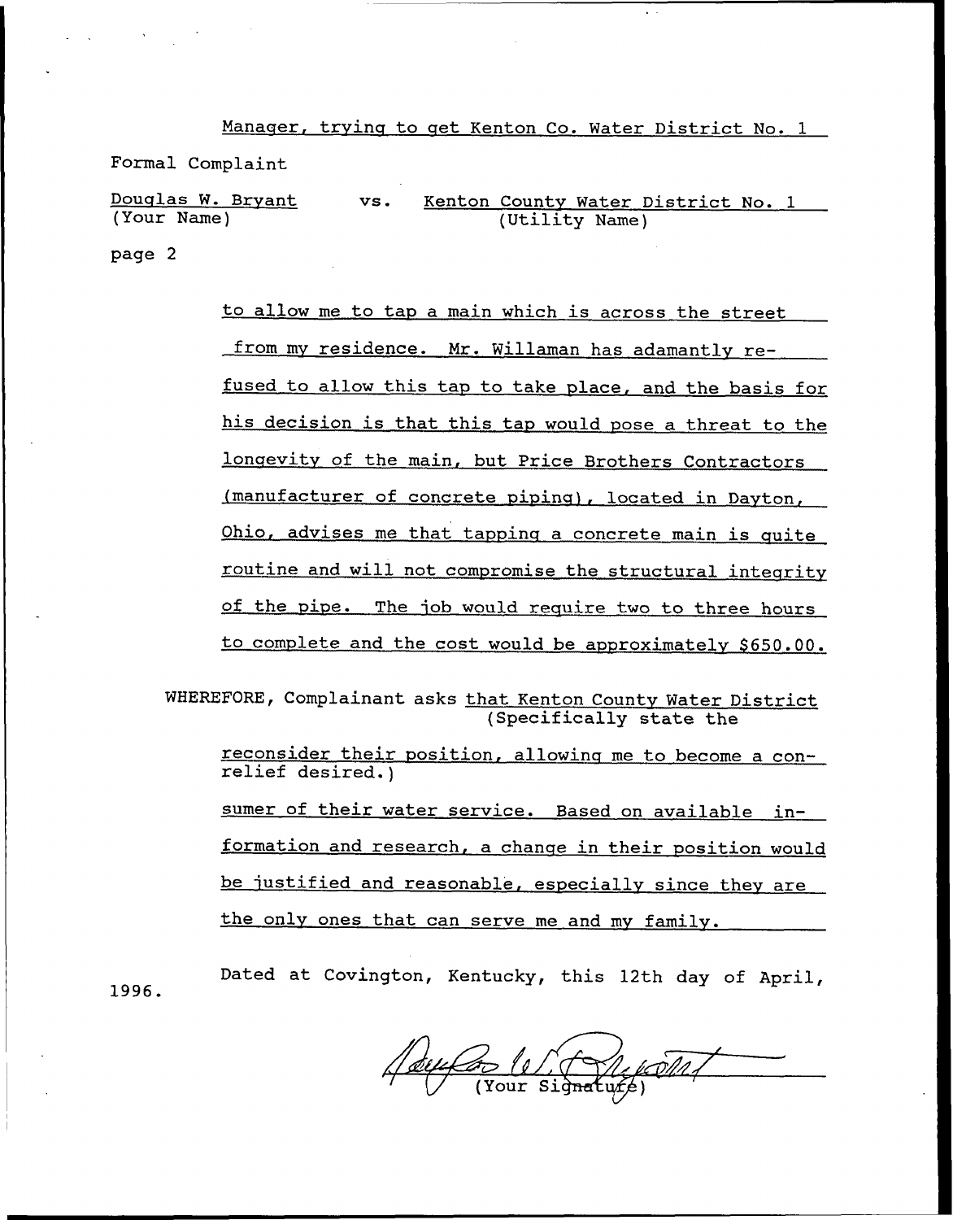Manager, trying to get Kenton Co. Water District No. 1

Formal Complaint

Douglas W. Bryant (Your Name) vs. Kenton County Water District No. 1 (Utility Name)

page 2

to allow me to tap a main which is across the street from my residence. Mr. Willaman has adamantly refused to allow this tap to take place, and the basis for his decision is that this tap would pose a threat to the longevity of the main, but Price Brothers Contractors (manufacturer of concrete piping), located in Dayton, Ohio, advises me that tapping a concrete main is quite routine and will not compromise the structural integrity of the pipe. The job would require two to three hours to complete and the cost would be approximately $650.00.

WHEREFORE, Complainant asks that Kenton County Water District (Specifically state the relief desired.)

reconsider their position, allowing me to become a consumer of their water service. Based on available information and research, a change in their position would be justified and reasonable, especially since they are the only ones that can serve me and my family.

Dated at Covington, Kentucky, this 12th day of April, 1996.

(Your Signature)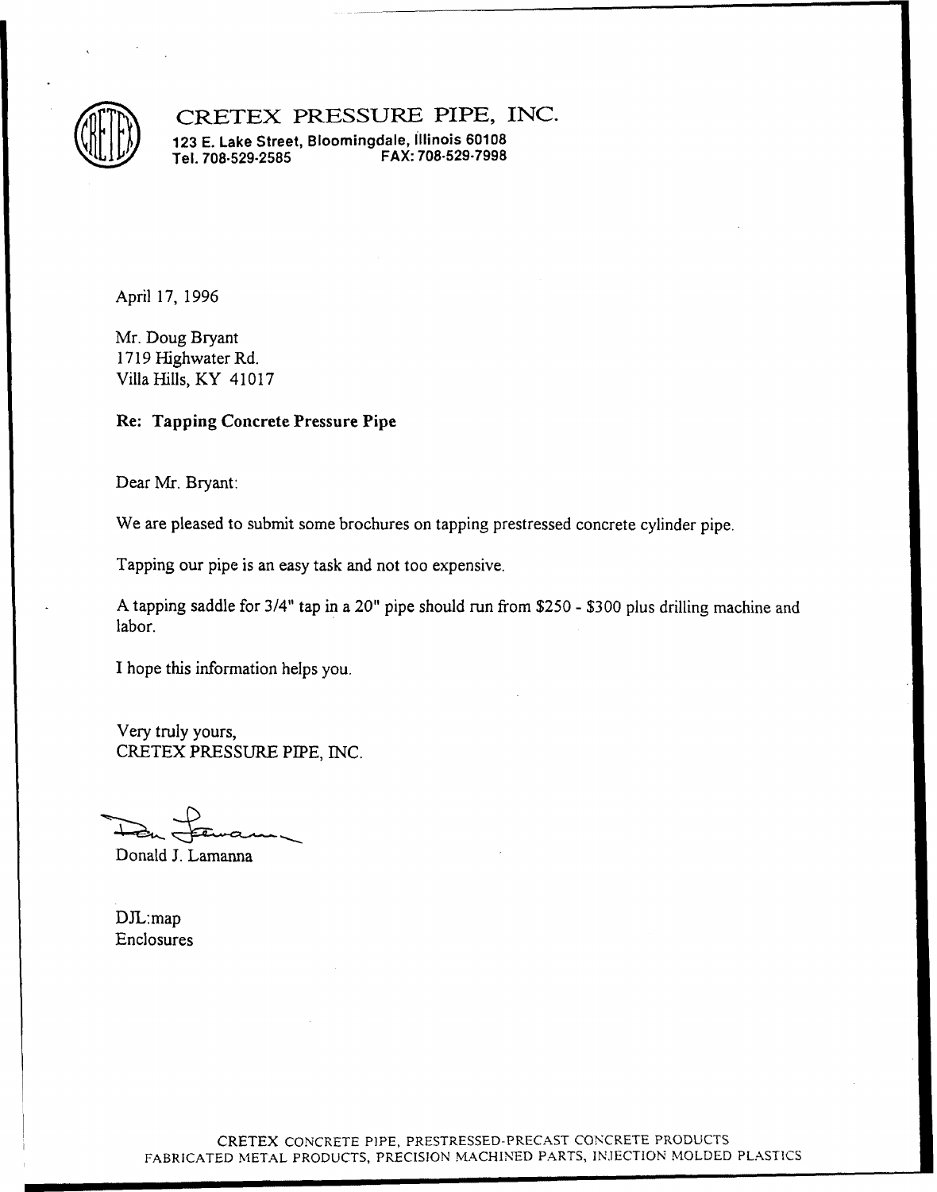# CRETEX PRESSURE PIPE, INC.

**123 E. Lake Street, Bloomingdale, Illinois 60108**
**Tel. 708-529-2585 FAX: 708-529-7998**

April 17, 1996

Mr. Doug Bryant
1719 Highwater Rd.
Villa Hills, KY 41017

**Re: Tapping Concrete Pressure Pipe**

Dear Mr. Bryant:

We are pleased to submit some brochures on tapping prestressed concrete cylinder pipe.

Tapping our pipe is an easy task and not too expensive.

A tapping saddle for 3/4" tap in a 20" pipe should run from $250 - $300 plus drilling machine and labor.

I hope this information helps you.

Very truly yours,
CRETEX PRESSURE PIPE, INC.

Donald J. Lamanna

DJL:map
Enclosures

CRETEX CONCRETE PIPE, PRESTRESSED-PRECAST CONCRETE PRODUCTS
FABRICATED METAL PRODUCTS, PRECISION MACHINED PARTS, INJECTION MOLDED PLASTICS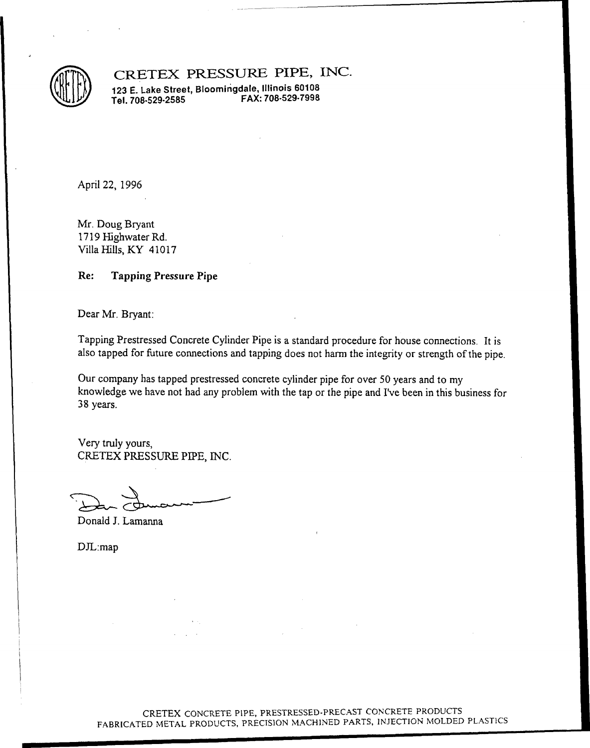# CRETEX PRESSURE PIPE, INC.

**123 E. Lake Street, Bloomingdale, Illinois 60108**
**Tel. 708-529-2585 FAX: 708-529-7998**

April 22, 1996

Mr. Doug Bryant
1719 Highwater Rd.
Villa Hills, KY 41017

**Re: Tapping Pressure Pipe**

Dear Mr. Bryant:

Tapping Prestressed Concrete Cylinder Pipe is a standard procedure for house connections. It is also tapped for future connections and tapping does not harm the integrity or strength of the pipe.

Our company has tapped prestressed concrete cylinder pipe for over 50 years and to my knowledge we have not had any problem with the tap or the pipe and I've been in this business for 38 years.

Very truly yours,
CRETEX PRESSURE PIPE, INC.

Donald J. Lamanna

DJL:map

CRETEX CONCRETE PIPE, PRESTRESSED-PRECAST CONCRETE PRODUCTS
FABRICATED METAL PRODUCTS, PRECISION MACHINED PARTS, INJECTION MOLDED PLASTICS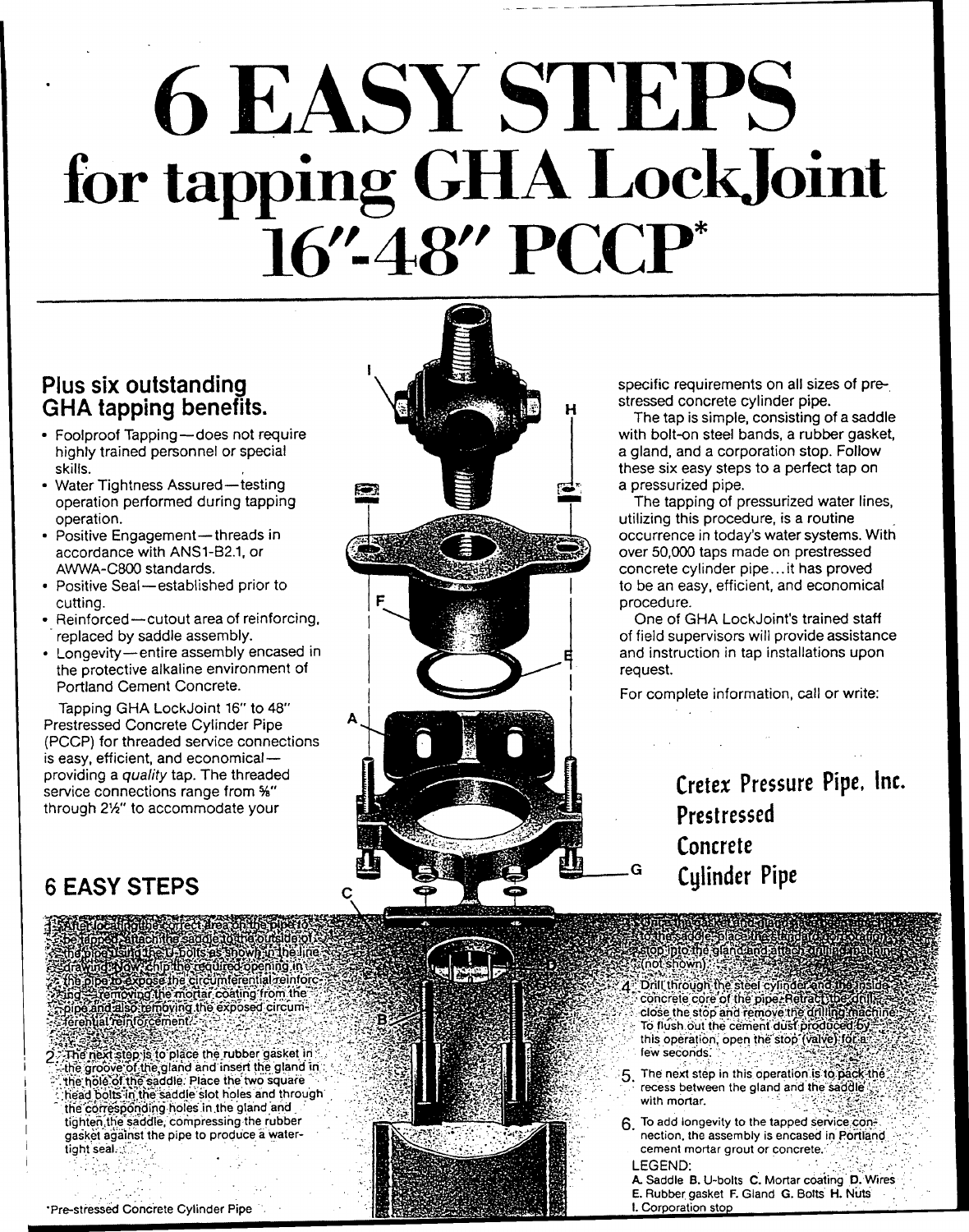# 6 EASY STEPS
# for tapping GHA LockJoint 16"-48" PCCP*

## Plus six outstanding GHA tapping benefits.

- Foolproof Tapping—does not require highly trained personnel or special skills.
- Water Tightness Assured—testing operation performed during tapping operation.
- Positive Engagement—threads in accordance with ANS1-B2.1, or AWWA-C800 standards.
- Positive Seal—established prior to cutting.
- Reinforced—cutout area of reinforcing, replaced by saddle assembly.
- Longevity—entire assembly encased in the protective alkaline environment of Portland Cement Concrete.

Tapping GHA LockJoint 16" to 48" Prestressed Concrete Cylinder Pipe (PCCP) for threaded service connections is easy, efficient, and economical—providing a *quality* tap. The threaded service connections range from ⅝" through 2½" to accommodate your specific requirements on all sizes of prestressed concrete cylinder pipe.

The tap is simple, consisting of a saddle with bolt-on steel bands, a rubber gasket, a gland, and a corporation stop. Follow these six easy steps to a perfect tap on a pressurized pipe.

The tapping of pressurized water lines, utilizing this procedure, is a routine occurrence in today's water systems. With over 50,000 taps made on prestressed concrete cylinder pipe... it has proved to be an easy, efficient, and economical procedure.

One of GHA LockJoint's trained staff of field supervisors will provide assistance and instruction in tap installations upon request.

For complete information, call or write:

**Cretex Pressure Pipe, Inc.**
**Prestressed Concrete Cylinder Pipe**

## 6 EASY STEPS

1. After locating the correct area on the pipe to be tapped, attach the saddle to the outside of the pipe using the U-bolts as shown in the line drawing. Now, chip the required opening in the pipe to expose the circumferential reinforcing—removing the mortar coating from the pipe and also removing the exposed circumferential reinforcement.
2. The next step is to place the rubber gasket in the groove of the gland and insert the gland in the hole of the saddle. Place the two square head bolts in the saddle slot holes and through the corresponding holes in the gland and tighten the saddle, compressing the rubber gasket against the pipe to produce a water-tight seal.
3. Once the gasket and gland have been tightened to the saddle, place the standard corporation stop into the gland and attach drilling machine (not shown).
4. Drill through the steel cylinder and the inside concrete core of the pipe. Retract the drill, close the stop and remove the drilling machine. To flush out the cement dust produced by this operation, open the stop (valve) for a few seconds.
5. The next step in this operation is to pack the recess between the gland and the saddle with mortar.
6. To add longevity to the tapped service connection, the assembly is encased in Portland cement mortar grout or concrete.

LEGEND:
**A.** Saddle **B.** U-bolts **C.** Mortar coating **D.** Wires **E.** Rubber gasket **F.** Gland **G.** Bolts **H.** Nuts **I.** Corporation stop

*Pre-stressed Concrete Cylinder Pipe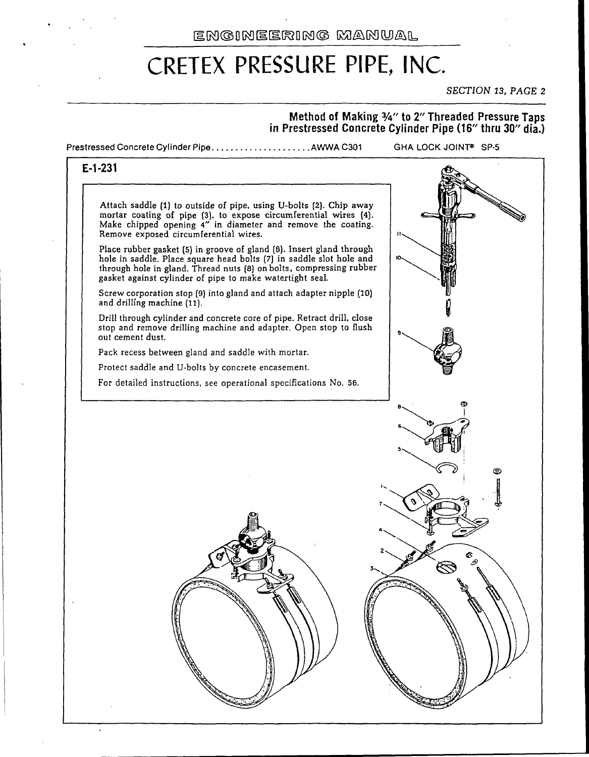ENGINEERING MANUAL

# CRETEX PRESSURE PIPE, INC.

*SECTION 13, PAGE 2*

## Method of Making ¾" to 2" Threaded Pressure Taps in Prestressed Concrete Cylinder Pipe (16" thru 30" dia.)

Prestressed Concrete Cylinder Pipe. . . . . . . . . . . . . . . . . . . . AWWA C301 GHA LOCK JOINT® SP-5

### E-1-231

Attach saddle (1) to outside of pipe, using U-bolts (2). Chip away mortar coating of pipe (3), to expose circumferential wires (4). Make chipped opening 4" in diameter and remove the coating. Remove exposed circumferential wires.

Place rubber gasket (5) in groove of gland (6). Insert gland through hole in saddle. Place square head bolts (7) in saddle slot hole and through hole in gland. Thread nuts (8) on bolts, compressing rubber gasket against cylinder of pipe to make watertight seal.

Screw corporation stop (9) into gland and attach adapter nipple (10) and drilling machine (11).

Drill through cylinder and concrete core of pipe. Retract drill, close stop and remove drilling machine and adapter. Open stop to flush out cement dust.

Pack recess between gland and saddle with mortar.

Protect saddle and U-bolts by concrete encasement.

For detailed instructions, see operational specifications No. 56.

11

10

9

8

6

5

1

7

4

2

3